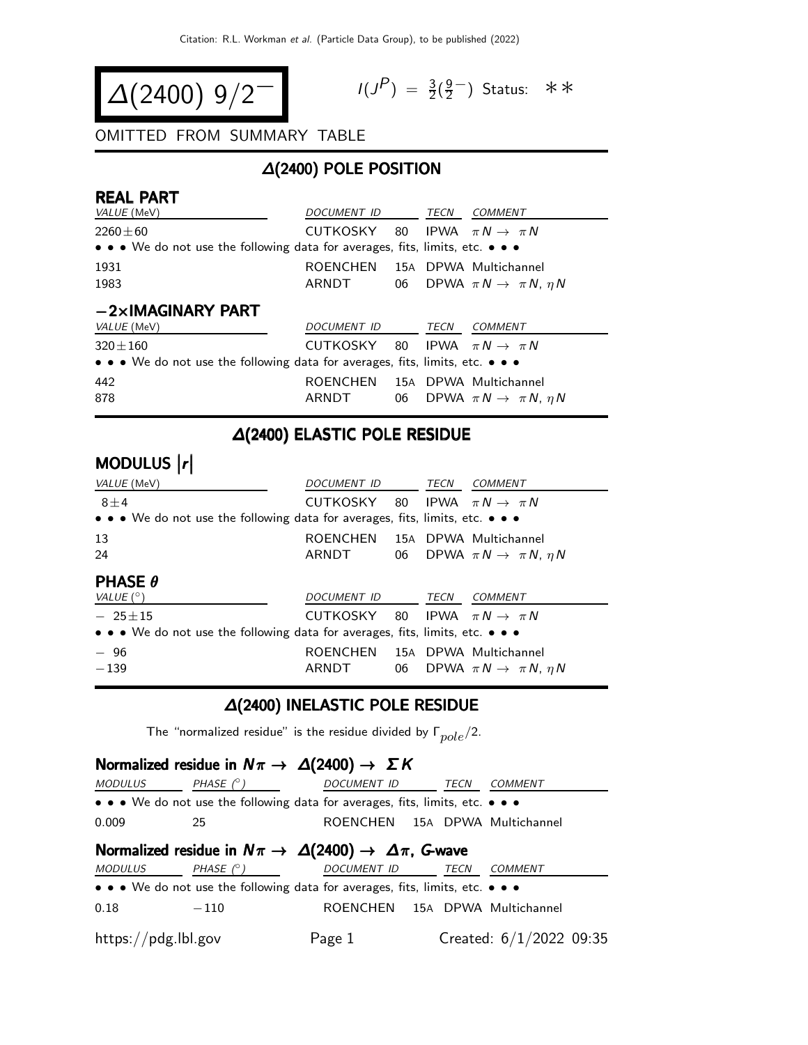# $\Delta(2400)$ $9/2^-$

$I(J^P) = \frac{3}{2}(\frac{9}{2}^-)$ Status: ∗∗

OMITTED FROM SUMMARY TABLE

## $\Delta(2400)$ POLE POSITION

### REAL PART

| VALUE (MeV) | DOCUMENT ID | | TECN | COMMENT |
|---|---|---|---|---|
| $2260 \pm 60$ | CUTKOSKY | 80 | IPWA | $\pi N \to \pi N$ |
| • • • We do not use the following data for averages, fits, limits, etc. • • • | | | | |
| 1931 | ROENCHEN | 15A | DPWA | Multichannel |
| 1983 | ARNDT | 06 | DPWA | $\pi N \to \pi N, \eta N$ |

### $-2\times$IMAGINARY PART

| VALUE (MeV) | DOCUMENT ID | | TECN | COMMENT |
|---|---|---|---|---|
| $320 \pm 160$ | CUTKOSKY | 80 | IPWA | $\pi N \to \pi N$ |
| • • • We do not use the following data for averages, fits, limits, etc. • • • | | | | |
| 442 | ROENCHEN | 15A | DPWA | Multichannel |
| 878 | ARNDT | 06 | DPWA | $\pi N \to \pi N, \eta N$ |

## $\Delta(2400)$ ELASTIC POLE RESIDUE

### MODULUS $|r|$

| VALUE (MeV) | DOCUMENT ID | | TECN | COMMENT |
|---|---|---|---|---|
| $8 \pm 4$ | CUTKOSKY | 80 | IPWA | $\pi N \to \pi N$ |
| • • • We do not use the following data for averages, fits, limits, etc. • • • | | | | |
| 13 | ROENCHEN | 15A | DPWA | Multichannel |
| 24 | ARNDT | 06 | DPWA | $\pi N \to \pi N, \eta N$ |

### PHASE $\theta$

| VALUE (°) | DOCUMENT ID | | TECN | COMMENT |
|---|---|---|---|---|
| $-25 \pm 15$ | CUTKOSKY | 80 | IPWA | $\pi N \to \pi N$ |
| • • • We do not use the following data for averages, fits, limits, etc. • • • | | | | |
| $-96$ | ROENCHEN | 15A | DPWA | Multichannel |
| $-139$ | ARNDT | 06 | DPWA | $\pi N \to \pi N, \eta N$ |

## $\Delta(2400)$ INELASTIC POLE RESIDUE

The "normalized residue" is the residue divided by $\Gamma_{pole}/2$.

### Normalized residue in $N\pi \to \Delta(2400) \to \Sigma K$

| MODULUS | PHASE (°) | DOCUMENT ID | | TECN | COMMENT |
|---|---|---|---|---|---|
| • • • We do not use the following data for averages, fits, limits, etc. • • • | | | | | |
| 0.009 | 25 | ROENCHEN | 15A | DPWA | Multichannel |

### Normalized residue in $N\pi \to \Delta(2400) \to \Delta\pi$, $G$-wave

| MODULUS | PHASE (°) | DOCUMENT ID | | TECN | COMMENT |
|---|---|---|---|---|---|
| • • • We do not use the following data for averages, fits, limits, etc. • • • | | | | | |
| 0.18 | $-110$ | ROENCHEN | 15A | DPWA | Multichannel |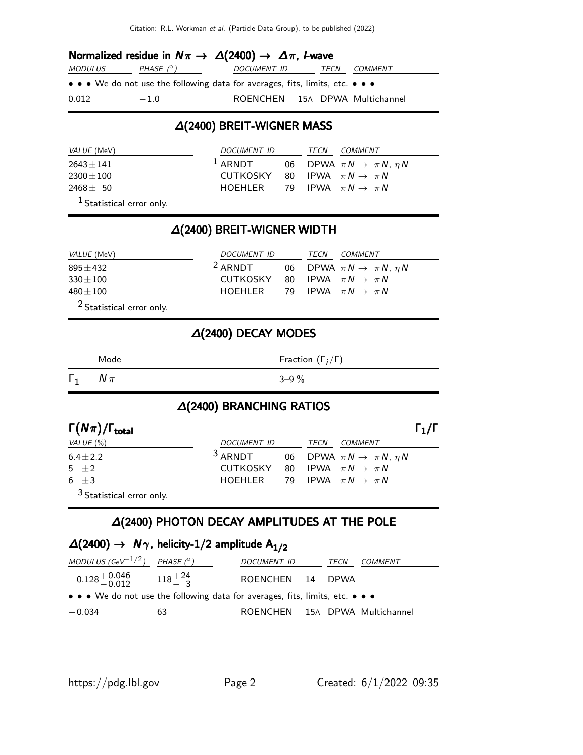#### Normalized residue in $N\pi \rightarrow \Delta(2400) \rightarrow \Delta\pi$, $l$-wave

| MODULUS | PHASE (°) | DOCUMENT ID | | TECN | COMMENT |
|---|---|---|---|---|---|
| • • • We do not use the following data for averages, fits, limits, etc. • • • | | | | | |
| 0.012 | −1.0 | ROENCHEN | 15A | DPWA | Multichannel |

## Δ(2400) BREIT-WIGNER MASS

| VALUE (MeV) | DOCUMENT ID | | TECN | COMMENT |
|---|---|---|---|---|
| 2643±141 | [1] ARNDT | 06 | DPWA | $\pi N \rightarrow \pi N$, $\eta N$ |
| 2300±100 | CUTKOSKY | 80 | IPWA | $\pi N \rightarrow \pi N$ |
| 2468± 50 | HOEHLER | 79 | IPWA | $\pi N \rightarrow \pi N$ |

[1] Statistical error only.

## Δ(2400) BREIT-WIGNER WIDTH

| VALUE (MeV) | DOCUMENT ID | | TECN | COMMENT |
|---|---|---|---|---|
| 895±432 | [2] ARNDT | 06 | DPWA | $\pi N \rightarrow \pi N$, $\eta N$ |
| 330±100 | CUTKOSKY | 80 | IPWA | $\pi N \rightarrow \pi N$ |
| 480±100 | HOEHLER | 79 | IPWA | $\pi N \rightarrow \pi N$ |

[2] Statistical error only.

## Δ(2400) DECAY MODES

| | Mode | Fraction ($\Gamma_i/\Gamma$) |
|---|---|---|
| $\Gamma_1$ | $N\pi$ | 3–9 % |

## Δ(2400) BRANCHING RATIOS

#### $\Gamma(N\pi)/\Gamma_{total}$ — $\Gamma_1/\Gamma$

| VALUE (%) | DOCUMENT ID | | TECN | COMMENT |
|---|---|---|---|---|
| 6.4±2.2 | [3] ARNDT | 06 | DPWA | $\pi N \rightarrow \pi N$, $\eta N$ |
| 5 ±2 | CUTKOSKY | 80 | IPWA | $\pi N \rightarrow \pi N$ |
| 6 ±3 | HOEHLER | 79 | IPWA | $\pi N \rightarrow \pi N$ |

[3] Statistical error only.

## Δ(2400) PHOTON DECAY AMPLITUDES AT THE POLE

#### $\Delta(2400) \rightarrow N\gamma$, helicity-1/2 amplitude $A_{1/2}$

| MODULUS ($GeV^{-1/2}$) | PHASE (°) | DOCUMENT ID | | TECN | COMMENT |
|---|---|---|---|---|---|
| $-0.128^{+0.046}_{-0.012}$ | $118^{+24}_{-3}$ | ROENCHEN | 14 | DPWA | |
| • • • We do not use the following data for averages, fits, limits, etc. • • • | | | | | |
| −0.034 | 63 | ROENCHEN | 15A | DPWA | Multichannel |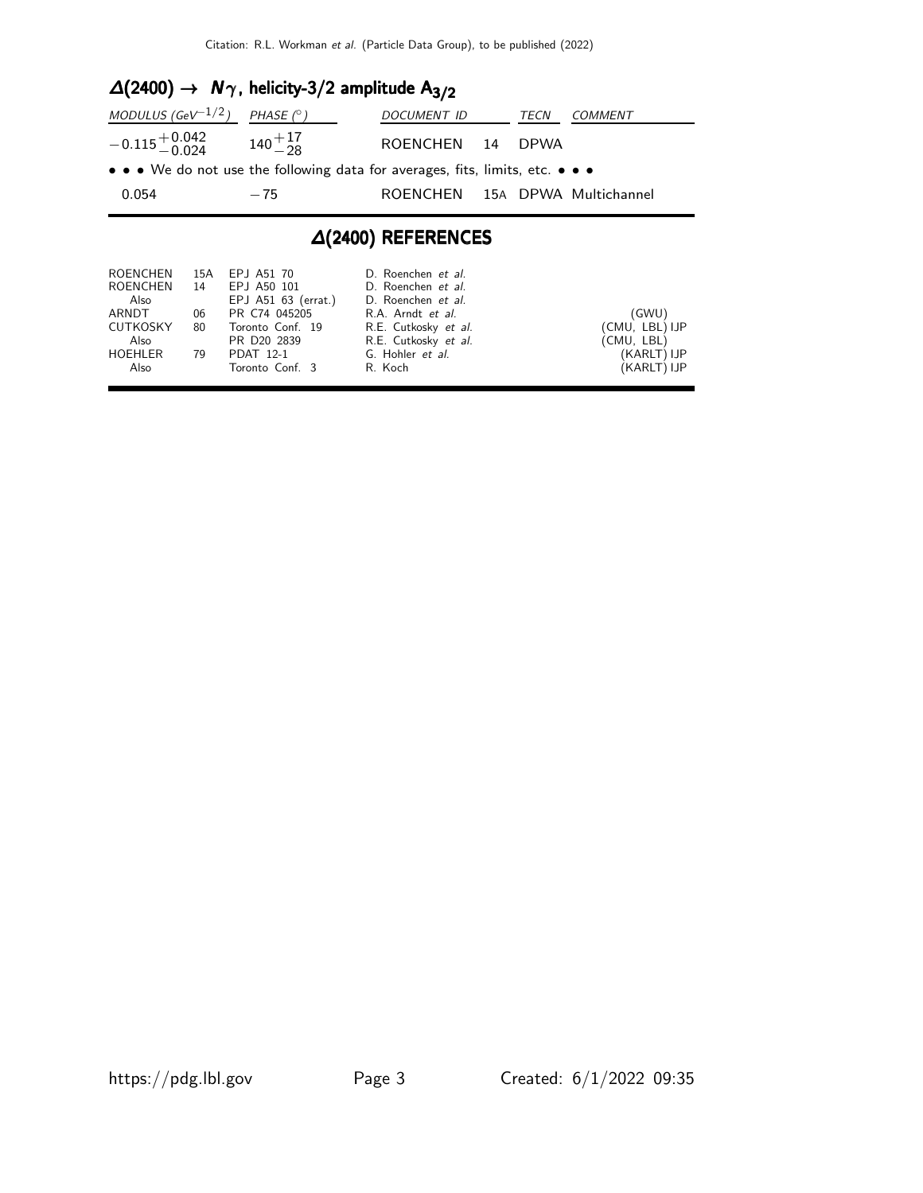## $\Delta(2400) \rightarrow N\gamma$, helicity-3/2 amplitude $A_{3/2}$

| MODULUS ($GeV^{-1/2}$) | PHASE (°) | DOCUMENT ID | | TECN | COMMENT |
|---|---|---|---|---|---|
| $-0.115^{+0.042}_{-0.024}$ | $140^{+17}_{-28}$ | ROENCHEN | 14 | DPWA | |
| • • • We do not use the following data for averages, fits, limits, etc. • • • | | | | | |
| 0.054 | −75 | ROENCHEN | 15A | DPWA | Multichannel |

## $\Delta(2400)$ REFERENCES

| | | | | |
|---|---|---|---|---|
| ROENCHEN | 15A | EPJ A51 70 | D. Roenchen *et al.* | |
| ROENCHEN | 14 | EPJ A50 101 | D. Roenchen *et al.* | |
| Also | | EPJ A51 63 (errat.) | D. Roenchen *et al.* | |
| ARNDT | 06 | PR C74 045205 | R.A. Arndt *et al.* | (GWU) |
| CUTKOSKY | 80 | Toronto Conf. 19 | R.E. Cutkosky *et al.* | (CMU, LBL) IJP |
| Also | | PR D20 2839 | R.E. Cutkosky *et al.* | (CMU, LBL) |
| HOEHLER | 79 | PDAT 12-1 | G. Hohler *et al.* | (KARLT) IJP |
| Also | | Toronto Conf. 3 | R. Koch | (KARLT) IJP |